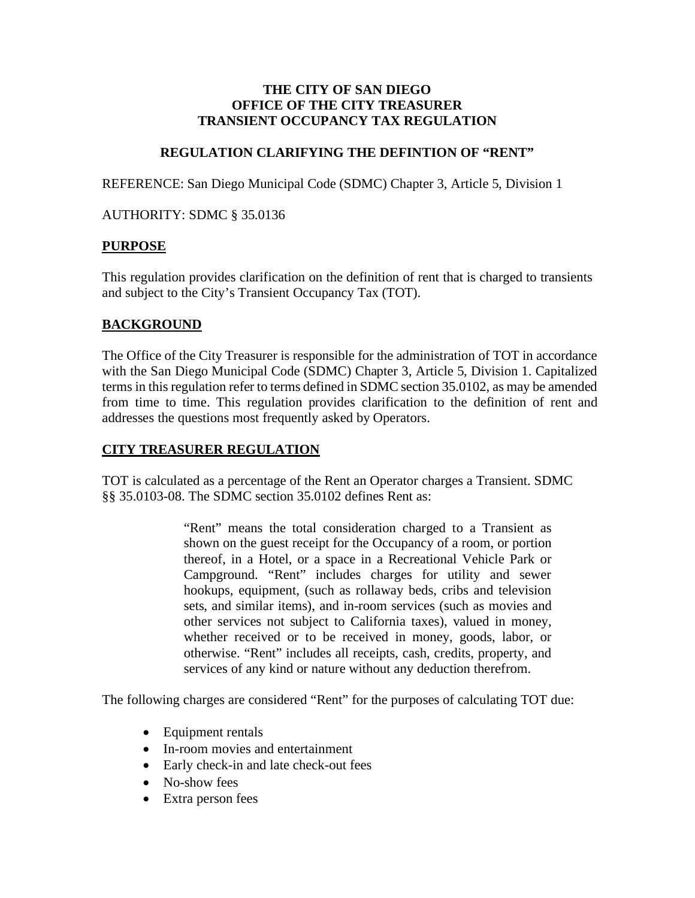**THE CITY OF SAN DIEGO**
**OFFICE OF THE CITY TREASURER**
**TRANSIENT OCCUPANCY TAX REGULATION**

**REGULATION CLARIFYING THE DEFINTION OF "RENT"**

REFERENCE: San Diego Municipal Code (SDMC) Chapter 3, Article 5, Division 1

AUTHORITY: SDMC § 35.0136

## PURPOSE

This regulation provides clarification on the definition of rent that is charged to transients and subject to the City's Transient Occupancy Tax (TOT).

## BACKGROUND

The Office of the City Treasurer is responsible for the administration of TOT in accordance with the San Diego Municipal Code (SDMC) Chapter 3, Article 5, Division 1. Capitalized terms in this regulation refer to terms defined in SDMC section 35.0102, as may be amended from time to time. This regulation provides clarification to the definition of rent and addresses the questions most frequently asked by Operators.

## CITY TREASURER REGULATION

TOT is calculated as a percentage of the Rent an Operator charges a Transient. SDMC §§ 35.0103-08. The SDMC section 35.0102 defines Rent as:

> "Rent" means the total consideration charged to a Transient as shown on the guest receipt for the Occupancy of a room, or portion thereof, in a Hotel, or a space in a Recreational Vehicle Park or Campground. "Rent" includes charges for utility and sewer hookups, equipment, (such as rollaway beds, cribs and television sets, and similar items), and in-room services (such as movies and other services not subject to California taxes), valued in money, whether received or to be received in money, goods, labor, or otherwise. "Rent" includes all receipts, cash, credits, property, and services of any kind or nature without any deduction therefrom.

The following charges are considered "Rent" for the purposes of calculating TOT due:

- Equipment rentals
- In-room movies and entertainment
- Early check-in and late check-out fees
- No-show fees
- Extra person fees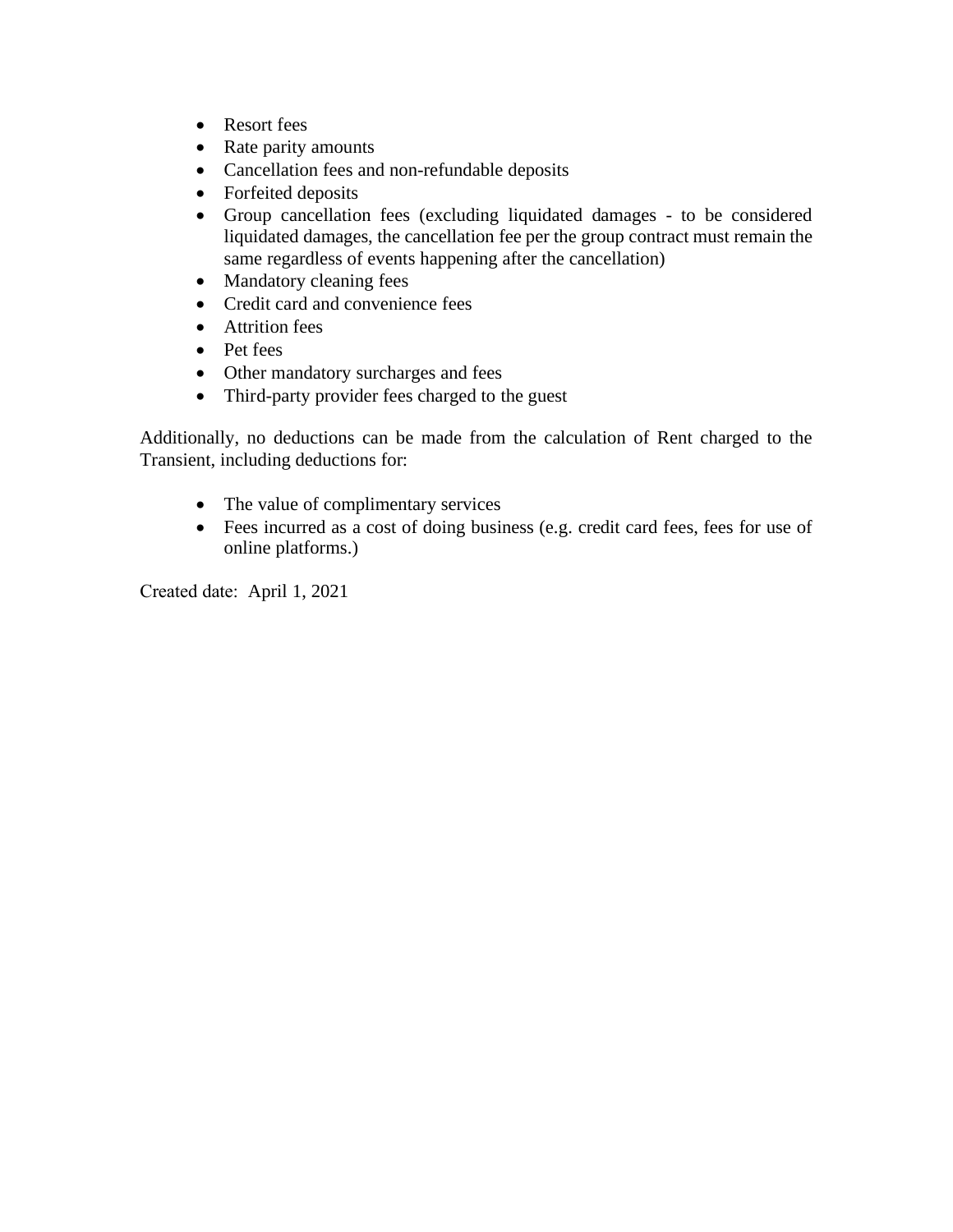- Resort fees
- Rate parity amounts
- Cancellation fees and non-refundable deposits
- Forfeited deposits
- Group cancellation fees (excluding liquidated damages - to be considered liquidated damages, the cancellation fee per the group contract must remain the same regardless of events happening after the cancellation)
- Mandatory cleaning fees
- Credit card and convenience fees
- Attrition fees
- Pet fees
- Other mandatory surcharges and fees
- Third-party provider fees charged to the guest

Additionally, no deductions can be made from the calculation of Rent charged to the Transient, including deductions for:

- The value of complimentary services
- Fees incurred as a cost of doing business (e.g. credit card fees, fees for use of online platforms.)

Created date: April 1, 2021